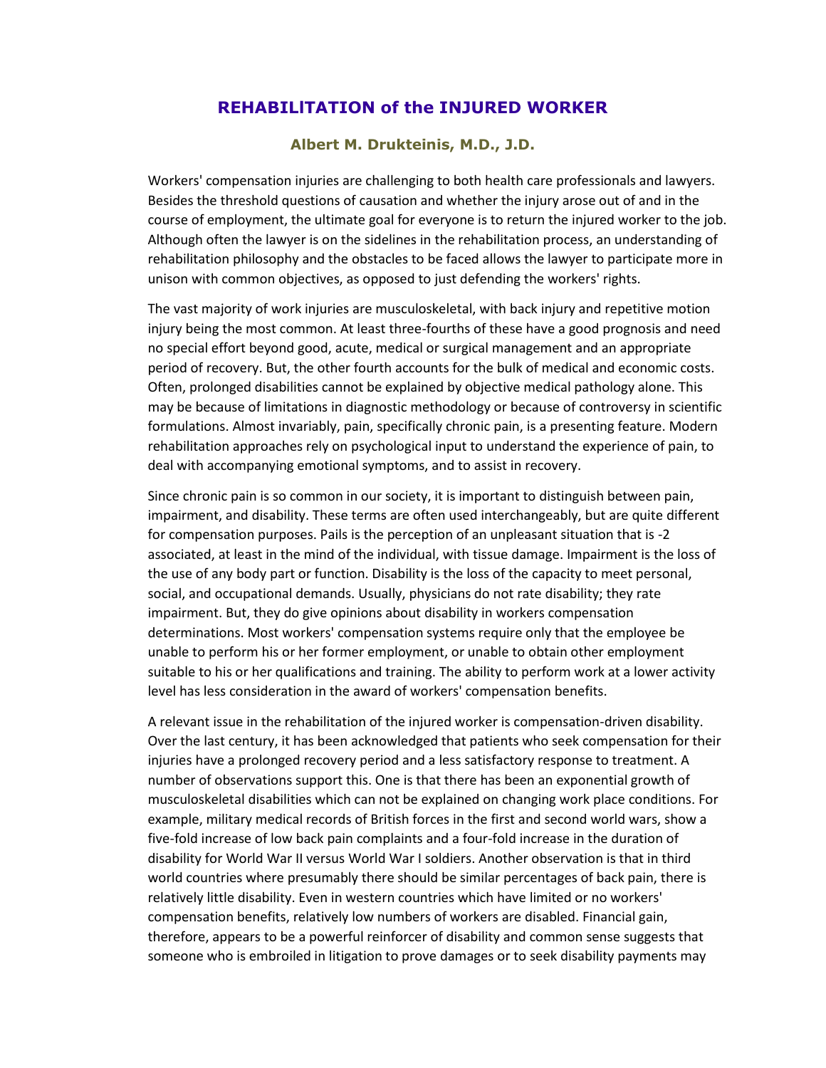# REHABILITATION of the INJURED WORKER

### Albert M. Drukteinis, M.D., J.D.

Workers' compensation injuries are challenging to both health care professionals and lawyers. Besides the threshold questions of causation and whether the injury arose out of and in the course of employment, the ultimate goal for everyone is to return the injured worker to the job. Although often the lawyer is on the sidelines in the rehabilitation process, an understanding of rehabilitation philosophy and the obstacles to be faced allows the lawyer to participate more in unison with common objectives, as opposed to just defending the workers' rights.

The vast majority of work injuries are musculoskeletal, with back injury and repetitive motion injury being the most common. At least three-fourths of these have a good prognosis and need no special effort beyond good, acute, medical or surgical management and an appropriate period of recovery. But, the other fourth accounts for the bulk of medical and economic costs. Often, prolonged disabilities cannot be explained by objective medical pathology alone. This may be because of limitations in diagnostic methodology or because of controversy in scientific formulations. Almost invariably, pain, specifically chronic pain, is a presenting feature. Modern rehabilitation approaches rely on psychological input to understand the experience of pain, to deal with accompanying emotional symptoms, and to assist in recovery.

Since chronic pain is so common in our society, it is important to distinguish between pain, impairment, and disability. These terms are often used interchangeably, but are quite different for compensation purposes. Pails is the perception of an unpleasant situation that is -2 associated, at least in the mind of the individual, with tissue damage. Impairment is the loss of the use of any body part or function. Disability is the loss of the capacity to meet personal, social, and occupational demands. Usually, physicians do not rate disability; they rate impairment. But, they do give opinions about disability in workers compensation determinations. Most workers' compensation systems require only that the employee be unable to perform his or her former employment, or unable to obtain other employment suitable to his or her qualifications and training. The ability to perform work at a lower activity level has less consideration in the award of workers' compensation benefits.

A relevant issue in the rehabilitation of the injured worker is compensation-driven disability. Over the last century, it has been acknowledged that patients who seek compensation for their injuries have a prolonged recovery period and a less satisfactory response to treatment. A number of observations support this. One is that there has been an exponential growth of musculoskeletal disabilities which can not be explained on changing work place conditions. For example, military medical records of British forces in the first and second world wars, show a five-fold increase of low back pain complaints and a four-fold increase in the duration of disability for World War II versus World War I soldiers. Another observation is that in third world countries where presumably there should be similar percentages of back pain, there is relatively little disability. Even in western countries which have limited or no workers' compensation benefits, relatively low numbers of workers are disabled. Financial gain, therefore, appears to be a powerful reinforcer of disability and common sense suggests that someone who is embroiled in litigation to prove damages or to seek disability payments may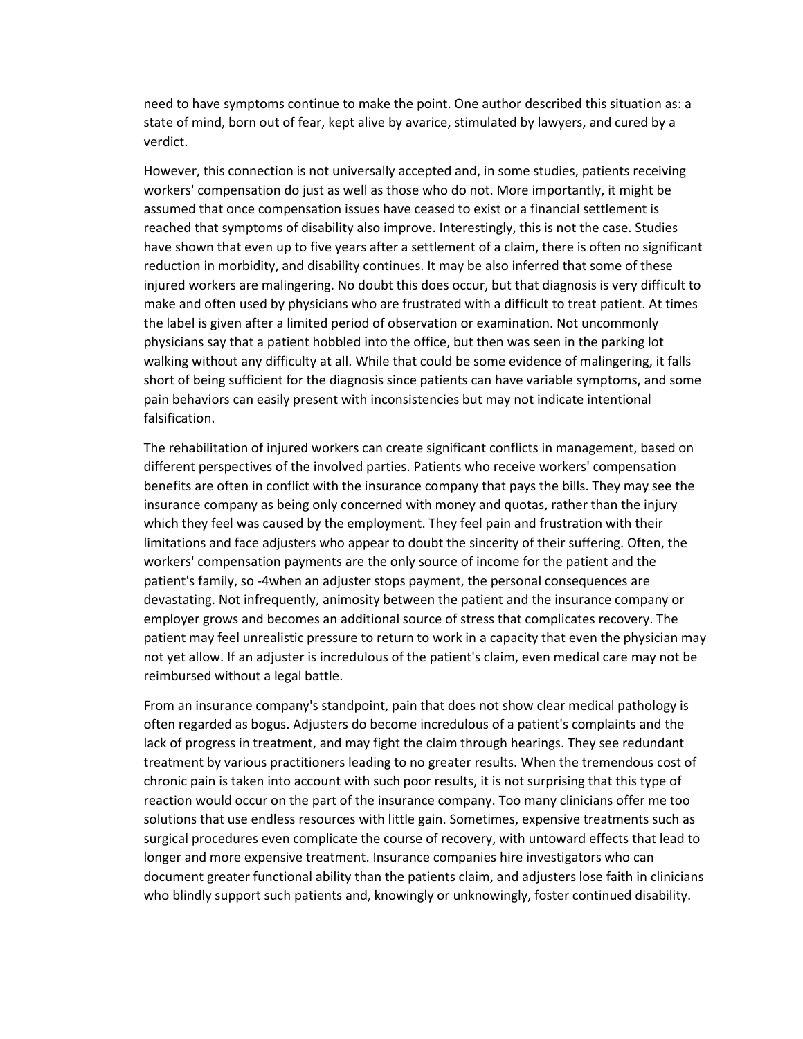need to have symptoms continue to make the point. One author described this situation as: a state of mind, born out of fear, kept alive by avarice, stimulated by lawyers, and cured by a verdict.

However, this connection is not universally accepted and, in some studies, patients receiving workers' compensation do just as well as those who do not. More importantly, it might be assumed that once compensation issues have ceased to exist or a financial settlement is reached that symptoms of disability also improve. Interestingly, this is not the case. Studies have shown that even up to five years after a settlement of a claim, there is often no significant reduction in morbidity, and disability continues. It may be also inferred that some of these injured workers are malingering. No doubt this does occur, but that diagnosis is very difficult to make and often used by physicians who are frustrated with a difficult to treat patient. At times the label is given after a limited period of observation or examination. Not uncommonly physicians say that a patient hobbled into the office, but then was seen in the parking lot walking without any difficulty at all. While that could be some evidence of malingering, it falls short of being sufficient for the diagnosis since patients can have variable symptoms, and some pain behaviors can easily present with inconsistencies but may not indicate intentional falsification.

The rehabilitation of injured workers can create significant conflicts in management, based on different perspectives of the involved parties. Patients who receive workers' compensation benefits are often in conflict with the insurance company that pays the bills. They may see the insurance company as being only concerned with money and quotas, rather than the injury which they feel was caused by the employment. They feel pain and frustration with their limitations and face adjusters who appear to doubt the sincerity of their suffering. Often, the workers' compensation payments are the only source of income for the patient and the patient's family, so -4when an adjuster stops payment, the personal consequences are devastating. Not infrequently, animosity between the patient and the insurance company or employer grows and becomes an additional source of stress that complicates recovery. The patient may feel unrealistic pressure to return to work in a capacity that even the physician may not yet allow. If an adjuster is incredulous of the patient's claim, even medical care may not be reimbursed without a legal battle.

From an insurance company's standpoint, pain that does not show clear medical pathology is often regarded as bogus. Adjusters do become incredulous of a patient's complaints and the lack of progress in treatment, and may fight the claim through hearings. They see redundant treatment by various practitioners leading to no greater results. When the tremendous cost of chronic pain is taken into account with such poor results, it is not surprising that this type of reaction would occur on the part of the insurance company. Too many clinicians offer me too solutions that use endless resources with little gain. Sometimes, expensive treatments such as surgical procedures even complicate the course of recovery, with untoward effects that lead to longer and more expensive treatment. Insurance companies hire investigators who can document greater functional ability than the patients claim, and adjusters lose faith in clinicians who blindly support such patients and, knowingly or unknowingly, foster continued disability.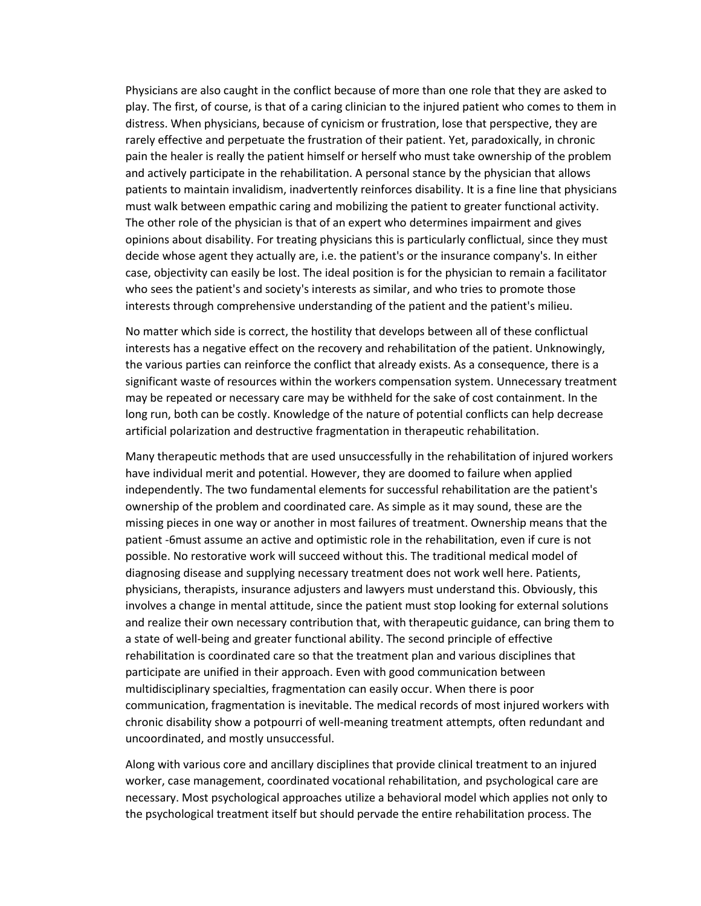Physicians are also caught in the conflict because of more than one role that they are asked to play. The first, of course, is that of a caring clinician to the injured patient who comes to them in distress. When physicians, because of cynicism or frustration, lose that perspective, they are rarely effective and perpetuate the frustration of their patient. Yet, paradoxically, in chronic pain the healer is really the patient himself or herself who must take ownership of the problem and actively participate in the rehabilitation. A personal stance by the physician that allows patients to maintain invalidism, inadvertently reinforces disability. It is a fine line that physicians must walk between empathic caring and mobilizing the patient to greater functional activity. The other role of the physician is that of an expert who determines impairment and gives opinions about disability. For treating physicians this is particularly conflictual, since they must decide whose agent they actually are, i.e. the patient's or the insurance company's. In either case, objectivity can easily be lost. The ideal position is for the physician to remain a facilitator who sees the patient's and society's interests as similar, and who tries to promote those interests through comprehensive understanding of the patient and the patient's milieu.

No matter which side is correct, the hostility that develops between all of these conflictual interests has a negative effect on the recovery and rehabilitation of the patient. Unknowingly, the various parties can reinforce the conflict that already exists. As a consequence, there is a significant waste of resources within the workers compensation system. Unnecessary treatment may be repeated or necessary care may be withheld for the sake of cost containment. In the long run, both can be costly. Knowledge of the nature of potential conflicts can help decrease artificial polarization and destructive fragmentation in therapeutic rehabilitation.

Many therapeutic methods that are used unsuccessfully in the rehabilitation of injured workers have individual merit and potential. However, they are doomed to failure when applied independently. The two fundamental elements for successful rehabilitation are the patient's ownership of the problem and coordinated care. As simple as it may sound, these are the missing pieces in one way or another in most failures of treatment. Ownership means that the patient -6must assume an active and optimistic role in the rehabilitation, even if cure is not possible. No restorative work will succeed without this. The traditional medical model of diagnosing disease and supplying necessary treatment does not work well here. Patients, physicians, therapists, insurance adjusters and lawyers must understand this. Obviously, this involves a change in mental attitude, since the patient must stop looking for external solutions and realize their own necessary contribution that, with therapeutic guidance, can bring them to a state of well-being and greater functional ability. The second principle of effective rehabilitation is coordinated care so that the treatment plan and various disciplines that participate are unified in their approach. Even with good communication between multidisciplinary specialties, fragmentation can easily occur. When there is poor communication, fragmentation is inevitable. The medical records of most injured workers with chronic disability show a potpourri of well-meaning treatment attempts, often redundant and uncoordinated, and mostly unsuccessful.

Along with various core and ancillary disciplines that provide clinical treatment to an injured worker, case management, coordinated vocational rehabilitation, and psychological care are necessary. Most psychological approaches utilize a behavioral model which applies not only to the psychological treatment itself but should pervade the entire rehabilitation process. The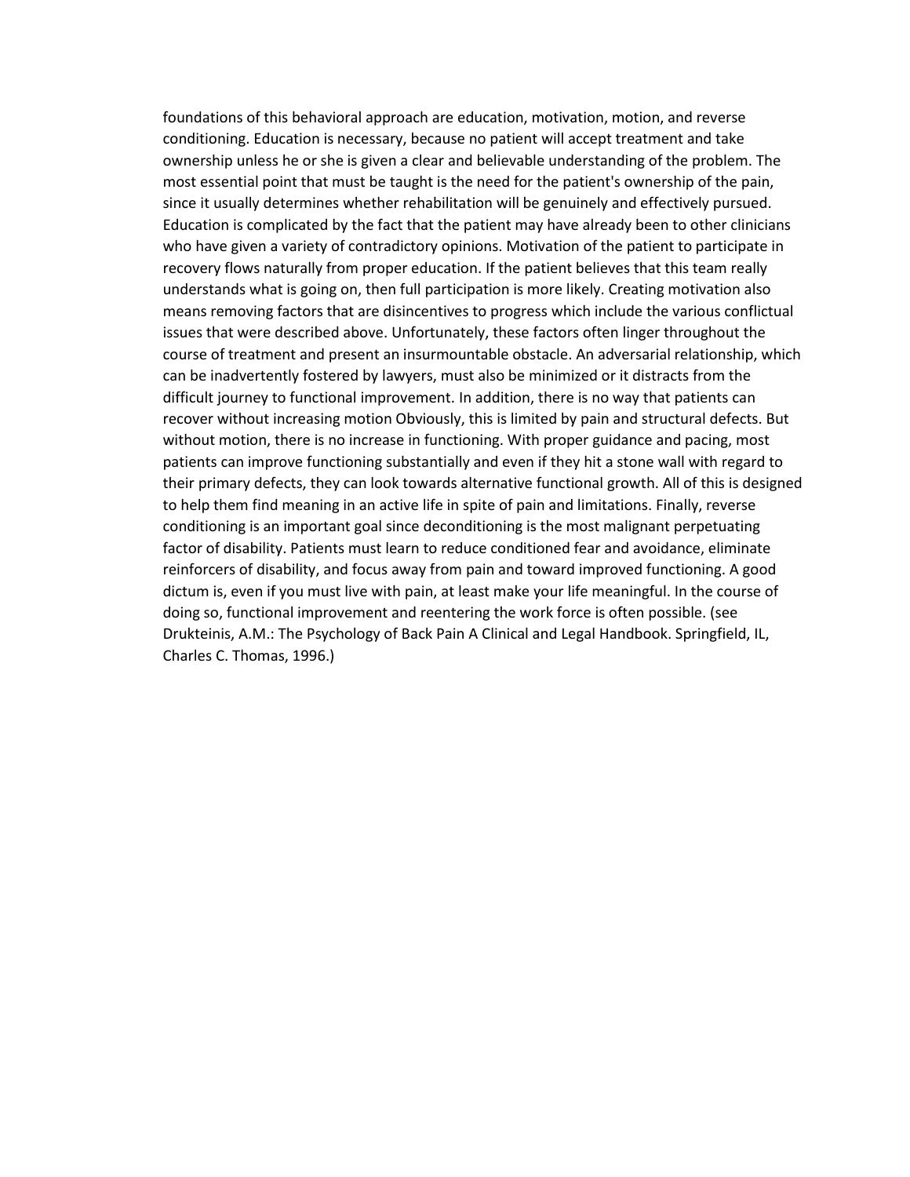foundations of this behavioral approach are education, motivation, motion, and reverse conditioning. Education is necessary, because no patient will accept treatment and take ownership unless he or she is given a clear and believable understanding of the problem. The most essential point that must be taught is the need for the patient's ownership of the pain, since it usually determines whether rehabilitation will be genuinely and effectively pursued. Education is complicated by the fact that the patient may have already been to other clinicians who have given a variety of contradictory opinions. Motivation of the patient to participate in recovery flows naturally from proper education. If the patient believes that this team really understands what is going on, then full participation is more likely. Creating motivation also means removing factors that are disincentives to progress which include the various conflictual issues that were described above. Unfortunately, these factors often linger throughout the course of treatment and present an insurmountable obstacle. An adversarial relationship, which can be inadvertently fostered by lawyers, must also be minimized or it distracts from the difficult journey to functional improvement. In addition, there is no way that patients can recover without increasing motion Obviously, this is limited by pain and structural defects. But without motion, there is no increase in functioning. With proper guidance and pacing, most patients can improve functioning substantially and even if they hit a stone wall with regard to their primary defects, they can look towards alternative functional growth. All of this is designed to help them find meaning in an active life in spite of pain and limitations. Finally, reverse conditioning is an important goal since deconditioning is the most malignant perpetuating factor of disability. Patients must learn to reduce conditioned fear and avoidance, eliminate reinforcers of disability, and focus away from pain and toward improved functioning. A good dictum is, even if you must live with pain, at least make your life meaningful. In the course of doing so, functional improvement and reentering the work force is often possible. (see Drukteinis, A.M.: The Psychology of Back Pain A Clinical and Legal Handbook. Springfield, IL, Charles C. Thomas, 1996.)